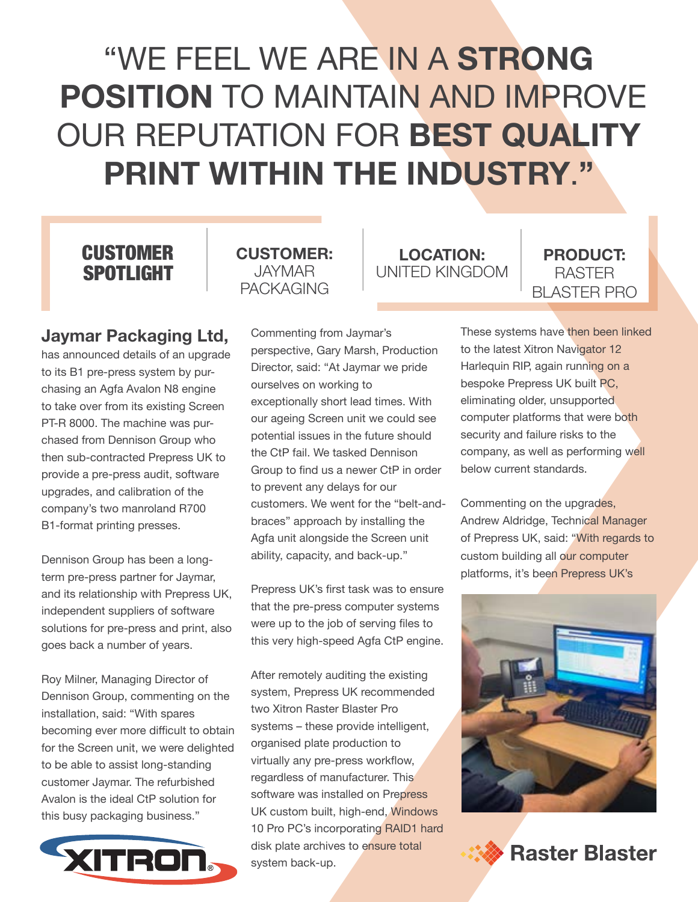# "WE FEEL WE ARE IN A **STRONG POSITION** TO MAINTAIN AND IMPROVE OUR REPUTATION FOR **BEST QUALITY PRINT WITHIN THE INDUSTRY**."

**CUSTOMER SPOTLIGHT**

**CUSTOMER:** JAYMAR PACKAGING

**LOCATION:** UNITED KINGDOM

**PRODUCT:** RASTER BLASTER PRO

## Jaymar Packaging Ltd,

has announced details of an upgrade to its B1 pre-press system by purchasing an Agfa Avalon N8 engine to take over from its existing Screen PT-R 8000. The machine was purchased from Dennison Group who then sub-contracted Prepress UK to provide a pre-press audit, software upgrades, and calibration of the company's two manroland R700 B1-format printing presses.

Dennison Group has been a long-term pre-press partner for Jaymar, and its relationship with Prepress UK, independent suppliers of software solutions for pre-press and print, also goes back a number of years.

Roy Milner, Managing Director of Dennison Group, commenting on the installation, said: "With spares becoming ever more difficult to obtain for the Screen unit, we were delighted to be able to assist long-standing customer Jaymar. The refurbished Avalon is the ideal CtP solution for this busy packaging business."

Commenting from Jaymar's perspective, Gary Marsh, Production Director, said: "At Jaymar we pride ourselves on working to exceptionally short lead times. With our ageing Screen unit we could see potential issues in the future should the CtP fail. We tasked Dennison Group to find us a newer CtP in order to prevent any delays for our customers. We went for the "belt-and-braces" approach by installing the Agfa unit alongside the Screen unit ability, capacity, and back-up."

Prepress UK's first task was to ensure that the pre-press computer systems were up to the job of serving files to this very high-speed Agfa CtP engine.

After remotely auditing the existing system, Prepress UK recommended two Xitron Raster Blaster Pro systems – these provide intelligent, organised plate production to virtually any pre-press workflow, regardless of manufacturer. This software was installed on Prepress UK custom built, high-end, Windows 10 Pro PC's incorporating RAID1 hard disk plate archives to ensure total system back-up.

These systems have then been linked to the latest Xitron Navigator 12 Harlequin RIP, again running on a bespoke Prepress UK built PC, eliminating older, unsupported computer platforms that were both security and failure risks to the company, as well as performing well below current standards.

Commenting on the upgrades, Andrew Aldridge, Technical Manager of Prepress UK, said: "With regards to custom building all our computer platforms, it's been Prepress UK's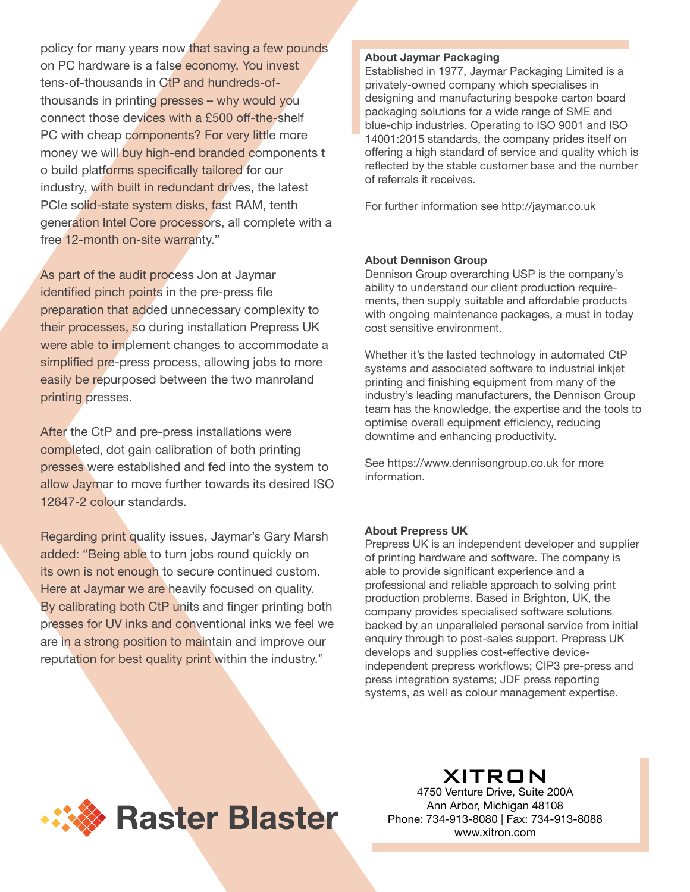policy for many years now that saving a few pounds on PC hardware is a false economy. You invest tens-of-thousands in CtP and hundreds-of-thousands in printing presses – why would you connect those devices with a £500 off-the-shelf PC with cheap components? For very little more money we will buy high-end branded components t o build platforms specifically tailored for our industry, with built in redundant drives, the latest PCIe solid-state system disks, fast RAM, tenth generation Intel Core processors, all complete with a free 12-month on-site warranty."

As part of the audit process Jon at Jaymar identified pinch points in the pre-press file preparation that added unnecessary complexity to their processes, so during installation Prepress UK were able to implement changes to accommodate a simplified pre-press process, allowing jobs to more easily be repurposed between the two manroland printing presses.

After the CtP and pre-press installations were completed, dot gain calibration of both printing presses were established and fed into the system to allow Jaymar to move further towards its desired ISO 12647-2 colour standards.

Regarding print quality issues, Jaymar's Gary Marsh added: "Being able to turn jobs round quickly on its own is not enough to secure continued custom. Here at Jaymar we are heavily focused on quality. By calibrating both CtP units and finger printing both presses for UV inks and conventional inks we feel we are in a strong position to maintain and improve our reputation for best quality print within the industry."

**About Jaymar Packaging**
Established in 1977, Jaymar Packaging Limited is a privately-owned company which specialises in designing and manufacturing bespoke carton board packaging solutions for a wide range of SME and blue-chip industries. Operating to ISO 9001 and ISO 14001:2015 standards, the company prides itself on offering a high standard of service and quality which is reflected by the stable customer base and the number of referrals it receives.

For further information see http://jaymar.co.uk

**About Dennison Group**
Dennison Group overarching USP is the company's ability to understand our client production requirements, then supply suitable and affordable products with ongoing maintenance packages, a must in today cost sensitive environment.

Whether it's the lasted technology in automated CtP systems and associated software to industrial inkjet printing and finishing equipment from many of the industry's leading manufacturers, the Dennison Group team has the knowledge, the expertise and the tools to optimise overall equipment efficiency, reducing downtime and enhancing productivity.

See https://www.dennisongroup.co.uk for more information.

**About Prepress UK**
Prepress UK is an independent developer and supplier of printing hardware and software. The company is able to provide significant experience and a professional and reliable approach to solving print production problems. Based in Brighton, UK, the company provides specialised software solutions backed by an unparalleled personal service from initial enquiry through to post-sales support. Prepress UK develops and supplies cost-effective device-independent prepress workflows; CIP3 pre-press and press integration systems; JDF press reporting systems, as well as colour management expertise.

Raster Blaster

XITRON
4750 Venture Drive, Suite 200A
Ann Arbor, Michigan 48108
Phone: 734-913-8080 | Fax: 734-913-8088
www.xitron.com